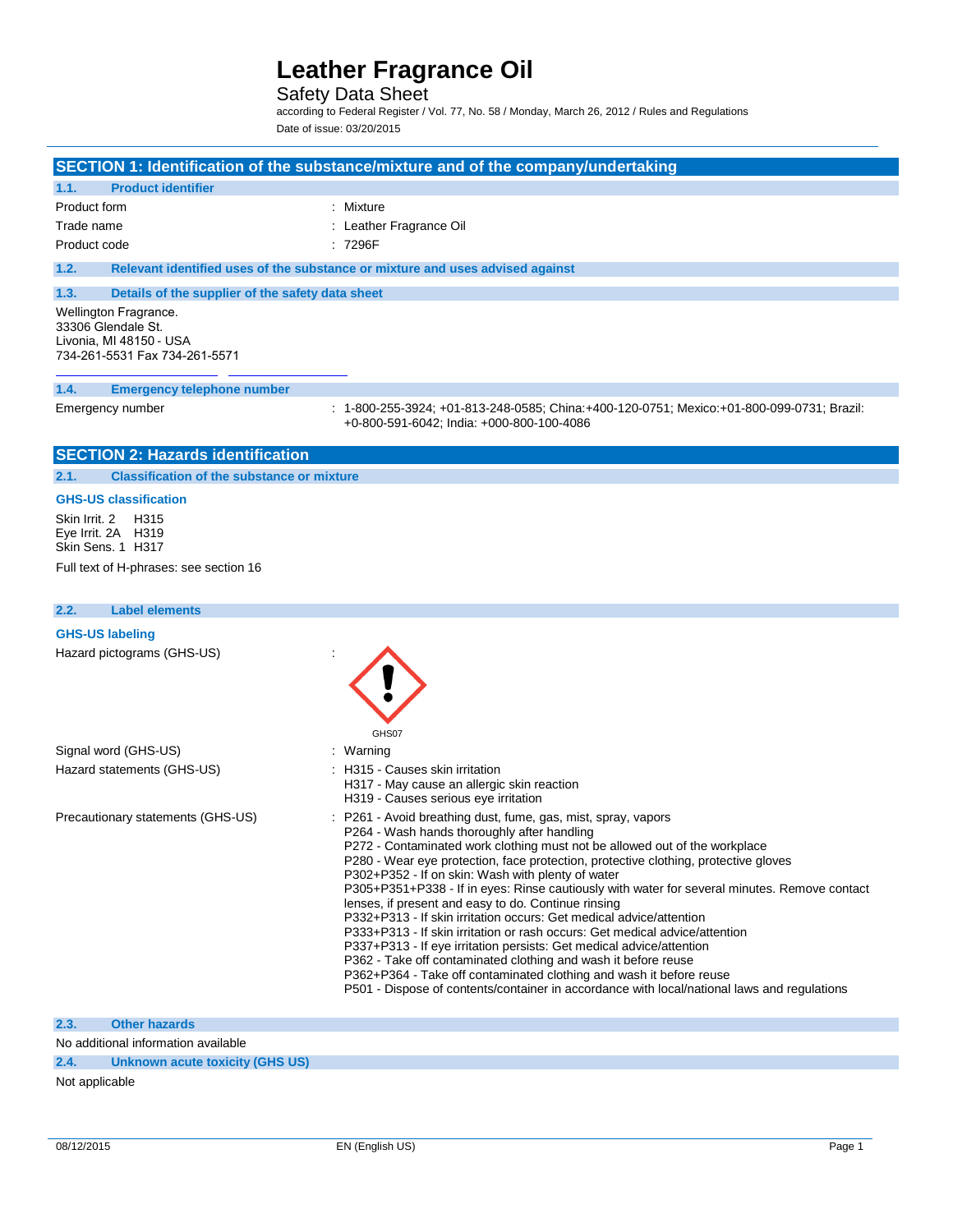# Leather Fragrance Oil

Safety Data Sheet

according to Federal Register / Vol. 77, No. 58 / Monday, March 26, 2012 / Rules and Regulations

Date of issue: 03/20/2015

## SECTION 1: Identification of the substance/mixture and of the company/undertaking

### 1.1. Product identifier

Product form : Mixture

Trade name : Leather Fragrance Oil

Product code : 7296F

### 1.2. Relevant identified uses of the substance or mixture and uses advised against

### 1.3. Details of the supplier of the safety data sheet

Wellington Fragrance.
33306 Glendale St.
Livonia, MI 48150 - USA
734-261-5531 Fax 734-261-5571

### 1.4. Emergency telephone number

Emergency number : 1-800-255-3924; +01-813-248-0585; China:+400-120-0751; Mexico:+01-800-099-0731; Brazil: +0-800-591-6042; India: +000-800-100-4086

## SECTION 2: Hazards identification

### 2.1. Classification of the substance or mixture

**GHS-US classification**

Skin Irrit. 2 H315
Eye Irrit. 2A H319
Skin Sens. 1 H317

Full text of H-phrases: see section 16

### 2.2. Label elements

**GHS-US labeling**

Hazard pictograms (GHS-US) :

GHS07

Signal word (GHS-US) : Warning

Hazard statements (GHS-US) :
H315 - Causes skin irritation
H317 - May cause an allergic skin reaction
H319 - Causes serious eye irritation

Precautionary statements (GHS-US) :
P261 - Avoid breathing dust, fume, gas, mist, spray, vapors
P264 - Wash hands thoroughly after handling
P272 - Contaminated work clothing must not be allowed out of the workplace
P280 - Wear eye protection, face protection, protective clothing, protective gloves
P302+P352 - If on skin: Wash with plenty of water
P305+P351+P338 - If in eyes: Rinse cautiously with water for several minutes. Remove contact lenses, if present and easy to do. Continue rinsing
P332+P313 - If skin irritation occurs: Get medical advice/attention
P333+P313 - If skin irritation or rash occurs: Get medical advice/attention
P337+P313 - If eye irritation persists: Get medical advice/attention
P362 - Take off contaminated clothing and wash it before reuse
P362+P364 - Take off contaminated clothing and wash it before reuse
P501 - Dispose of contents/container in accordance with local/national laws and regulations

### 2.3. Other hazards

No additional information available

### 2.4. Unknown acute toxicity (GHS US)

Not applicable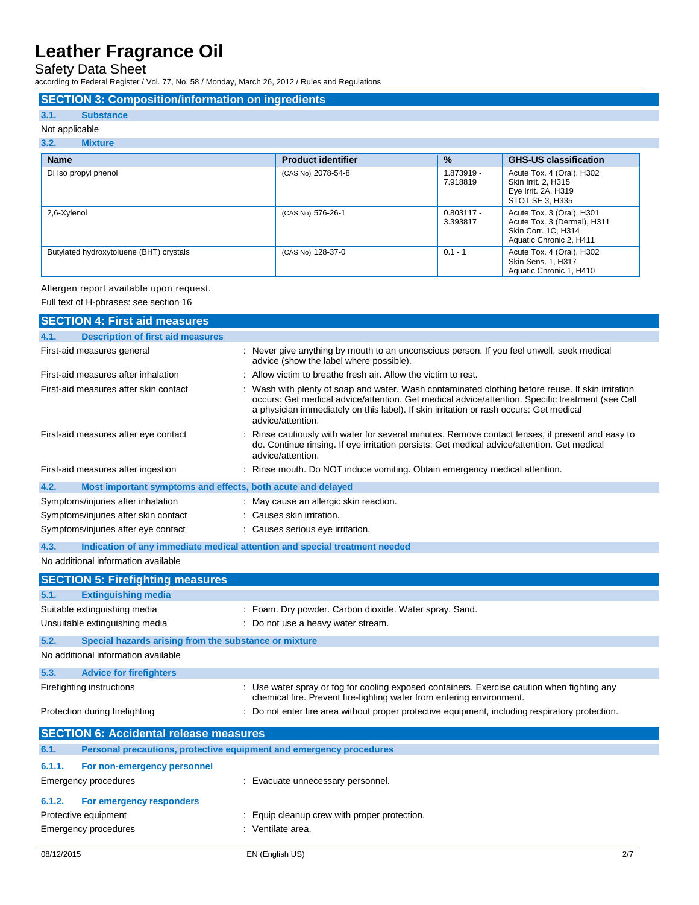## SECTION 3: Composition/information on ingredients

### 3.1. Substance

Not applicable

### 3.2. Mixture

| Name | Product identifier | % | GHS-US classification |
|---|---|---|---|
| Di Iso propyl phenol | (CAS No) 2078-54-8 | 1.873919 - 7.918819 | Acute Tox. 4 (Oral), H302<br>Skin Irrit. 2, H315<br>Eye Irrit. 2A, H319<br>STOT SE 3, H335 |
| 2,6-Xylenol | (CAS No) 576-26-1 | 0.803117 - 3.393817 | Acute Tox. 3 (Oral), H301<br>Acute Tox. 3 (Dermal), H311<br>Skin Corr. 1C, H314<br>Aquatic Chronic 2, H411 |
| Butylated hydroxytoluene (BHT) crystals | (CAS No) 128-37-0 | 0.1 - 1 | Acute Tox. 4 (Oral), H302<br>Skin Sens. 1, H317<br>Aquatic Chronic 1, H410 |

Allergen report available upon request.

Full text of H-phrases: see section 16

## SECTION 4: First aid measures

### 4.1. Description of first aid measures

First-aid measures general : Never give anything by mouth to an unconscious person. If you feel unwell, seek medical advice (show the label where possible).

First-aid measures after inhalation : Allow victim to breathe fresh air. Allow the victim to rest.

First-aid measures after skin contact : Wash with plenty of soap and water. Wash contaminated clothing before reuse. If skin irritation occurs: Get medical advice/attention. Get medical advice/attention. Specific treatment (see Call a physician immediately on this label). If skin irritation or rash occurs: Get medical advice/attention.

First-aid measures after eye contact : Rinse cautiously with water for several minutes. Remove contact lenses, if present and easy to do. Continue rinsing. If eye irritation persists: Get medical advice/attention. Get medical advice/attention.

First-aid measures after ingestion : Rinse mouth. Do NOT induce vomiting. Obtain emergency medical attention.

### 4.2. Most important symptoms and effects, both acute and delayed

Symptoms/injuries after inhalation : May cause an allergic skin reaction.

Symptoms/injuries after skin contact : Causes skin irritation.

Symptoms/injuries after eye contact : Causes serious eye irritation.

### 4.3. Indication of any immediate medical attention and special treatment needed

No additional information available

## SECTION 5: Firefighting measures

### 5.1. Extinguishing media

Suitable extinguishing media : Foam. Dry powder. Carbon dioxide. Water spray. Sand.

Unsuitable extinguishing media : Do not use a heavy water stream.

### 5.2. Special hazards arising from the substance or mixture

No additional information available

### 5.3. Advice for firefighters

Firefighting instructions : Use water spray or fog for cooling exposed containers. Exercise caution when fighting any chemical fire. Prevent fire-fighting water from entering environment.

Protection during firefighting : Do not enter fire area without proper protective equipment, including respiratory protection.

## SECTION 6: Accidental release measures

### 6.1. Personal precautions, protective equipment and emergency procedures

#### 6.1.1. For non-emergency personnel

Emergency procedures : Evacuate unnecessary personnel.

#### 6.1.2. For emergency responders

Protective equipment : Equip cleanup crew with proper protection.

Emergency procedures : Ventilate area.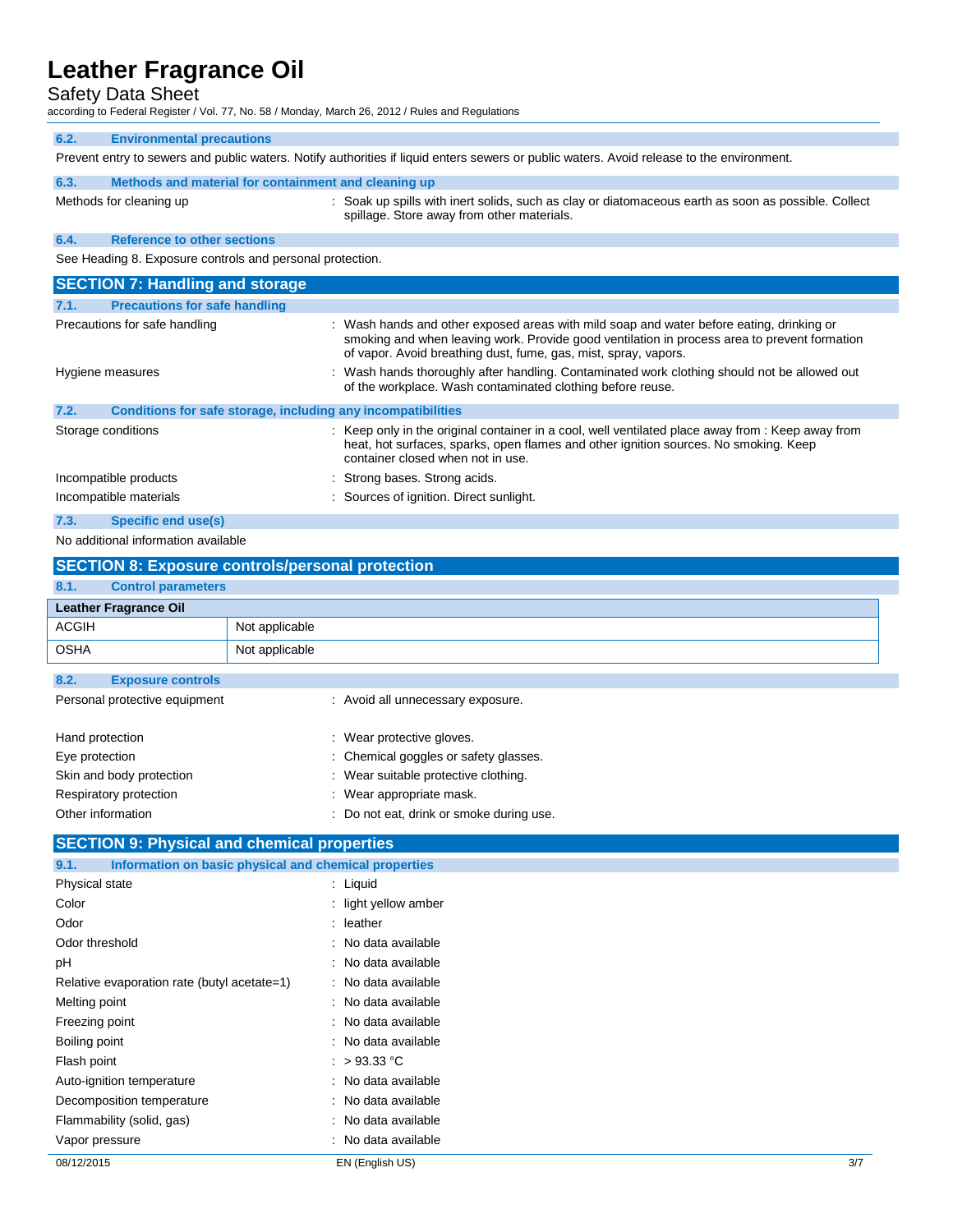### 6.2. Environmental precautions

Prevent entry to sewers and public waters. Notify authorities if liquid enters sewers or public waters. Avoid release to the environment.

### 6.3. Methods and material for containment and cleaning up

Methods for cleaning up : Soak up spills with inert solids, such as clay or diatomaceous earth as soon as possible. Collect spillage. Store away from other materials.

### 6.4. Reference to other sections

See Heading 8. Exposure controls and personal protection.

## SECTION 7: Handling and storage

### 7.1. Precautions for safe handling

Precautions for safe handling : Wash hands and other exposed areas with mild soap and water before eating, drinking or smoking and when leaving work. Provide good ventilation in process area to prevent formation of vapor. Avoid breathing dust, fume, gas, mist, spray, vapors.

Hygiene measures : Wash hands thoroughly after handling. Contaminated work clothing should not be allowed out of the workplace. Wash contaminated clothing before reuse.

### 7.2. Conditions for safe storage, including any incompatibilities

Storage conditions : Keep only in the original container in a cool, well ventilated place away from : Keep away from heat, hot surfaces, sparks, open flames and other ignition sources. No smoking. Keep container closed when not in use.

Incompatible products : Strong bases. Strong acids.

Incompatible materials : Sources of ignition. Direct sunlight.

### 7.3. Specific end use(s)

No additional information available

## SECTION 8: Exposure controls/personal protection

### 8.1. Control parameters

| Leather Fragrance Oil | |
|---|---|
| ACGIH | Not applicable |
| OSHA | Not applicable |

### 8.2. Exposure controls

Personal protective equipment : Avoid all unnecessary exposure.

Hand protection : Wear protective gloves.

Eye protection : Chemical goggles or safety glasses.

Skin and body protection : Wear suitable protective clothing.

Respiratory protection : Wear appropriate mask.

Other information : Do not eat, drink or smoke during use.

## SECTION 9: Physical and chemical properties

### 9.1. Information on basic physical and chemical properties

Physical state : Liquid

Color : light yellow amber

Odor : leather

Odor threshold : No data available

pH : No data available

Relative evaporation rate (butyl acetate=1) : No data available

Melting point : No data available

Freezing point : No data available

Boiling point : No data available

Flash point : > 93.33 °C

Auto-ignition temperature : No data available

Decomposition temperature : No data available

Flammability (solid, gas) : No data available

Vapor pressure : No data available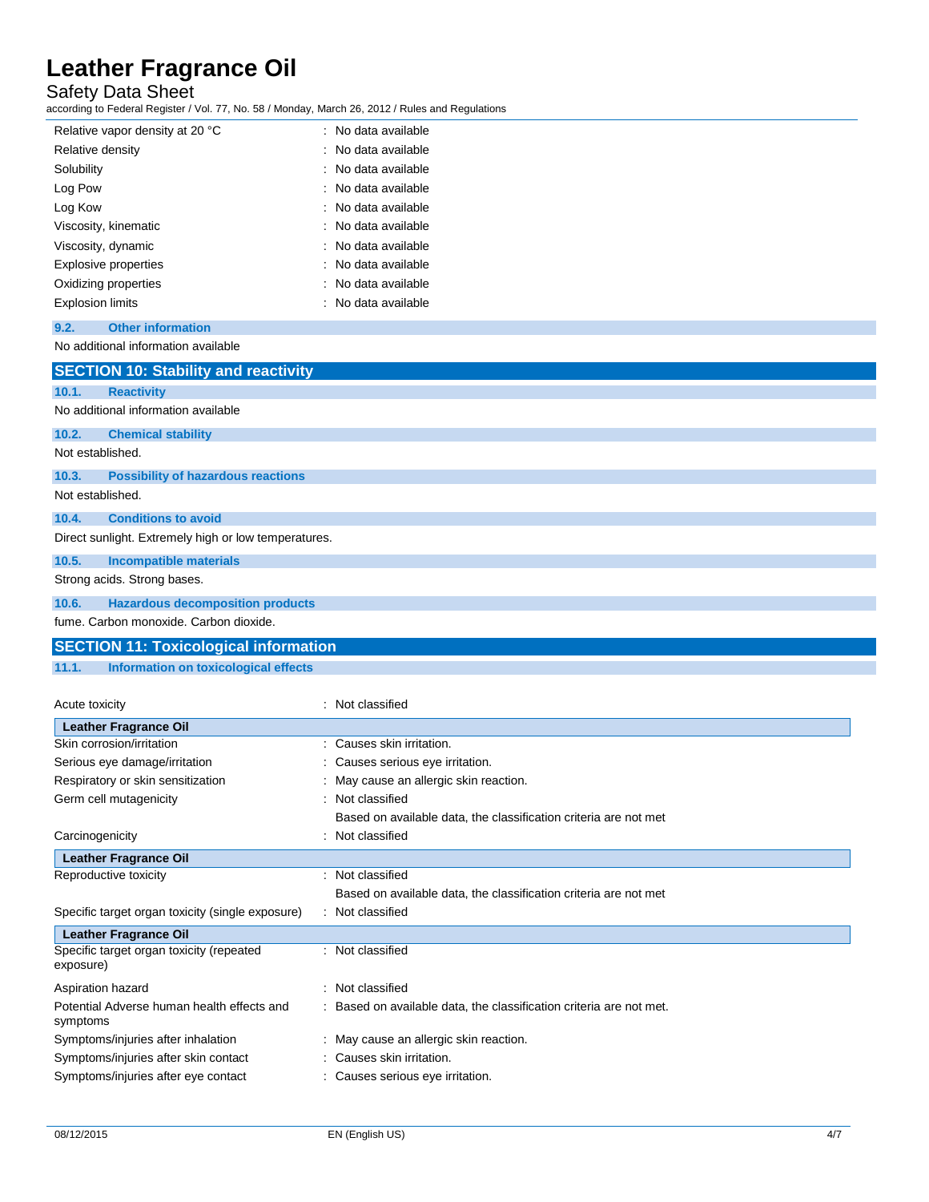| | |
|---|---|
| Relative vapor density at 20 °C | : No data available |
| Relative density | : No data available |
| Solubility | : No data available |
| Log Pow | : No data available |
| Log Kow | : No data available |
| Viscosity, kinematic | : No data available |
| Viscosity, dynamic | : No data available |
| Explosive properties | : No data available |
| Oxidizing properties | : No data available |
| Explosion limits | : No data available |

### 9.2. Other information

No additional information available

## SECTION 10: Stability and reactivity

### 10.1. Reactivity

No additional information available

### 10.2. Chemical stability

Not established.

### 10.3. Possibility of hazardous reactions

Not established.

### 10.4. Conditions to avoid

Direct sunlight. Extremely high or low temperatures.

### 10.5. Incompatible materials

Strong acids. Strong bases.

### 10.6. Hazardous decomposition products

fume. Carbon monoxide. Carbon dioxide.

## SECTION 11: Toxicological information

### 11.1. Information on toxicological effects

| | |
|---|---|
| Acute toxicity | : Not classified |
| **Leather Fragrance Oil** | |
| Skin corrosion/irritation | : Causes skin irritation. |
| Serious eye damage/irritation | : Causes serious eye irritation. |
| Respiratory or skin sensitization | : May cause an allergic skin reaction. |
| Germ cell mutagenicity | : Not classified<br>Based on available data, the classification criteria are not met |
| Carcinogenicity | : Not classified |
| **Leather Fragrance Oil** | |
| Reproductive toxicity | : Not classified<br>Based on available data, the classification criteria are not met |
| Specific target organ toxicity (single exposure) | : Not classified |
| **Leather Fragrance Oil** | |
| Specific target organ toxicity (repeated exposure) | : Not classified |
| Aspiration hazard | : Not classified |
| Potential Adverse human health effects and symptoms | : Based on available data, the classification criteria are not met. |
| Symptoms/injuries after inhalation | : May cause an allergic skin reaction. |
| Symptoms/injuries after skin contact | : Causes skin irritation. |
| Symptoms/injuries after eye contact | : Causes serious eye irritation. |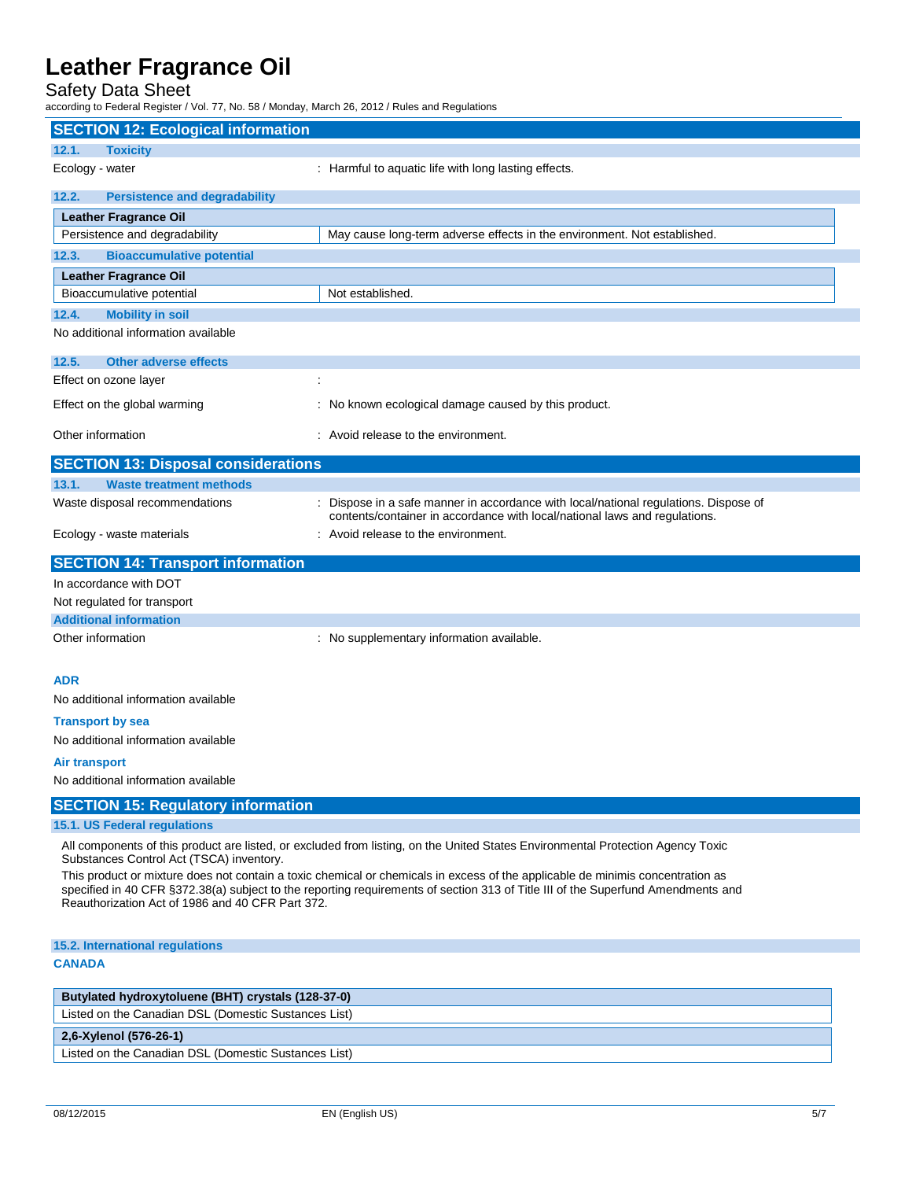## SECTION 12: Ecological information

### 12.1. Toxicity

Ecology - water : Harmful to aquatic life with long lasting effects.

### 12.2. Persistence and degradability

| Leather Fragrance Oil | |
|---|---|
| Persistence and degradability | May cause long-term adverse effects in the environment. Not established. |

### 12.3. Bioaccumulative potential

| Leather Fragrance Oil | |
|---|---|
| Bioaccumulative potential | Not established. |

### 12.4. Mobility in soil

No additional information available

### 12.5. Other adverse effects

Effect on ozone layer :

Effect on the global warming : No known ecological damage caused by this product.

Other information : Avoid release to the environment.

## SECTION 13: Disposal considerations

### 13.1. Waste treatment methods

Waste disposal recommendations : Dispose in a safe manner in accordance with local/national regulations. Dispose of contents/container in accordance with local/national laws and regulations.

Ecology - waste materials : Avoid release to the environment.

## SECTION 14: Transport information

In accordance with DOT

Not regulated for transport

### Additional information

Other information : No supplementary information available.

**ADR**

No additional information available

**Transport by sea**

No additional information available

**Air transport**

No additional information available

## SECTION 15: Regulatory information

### 15.1. US Federal regulations

All components of this product are listed, or excluded from listing, on the United States Environmental Protection Agency Toxic Substances Control Act (TSCA) inventory.

This product or mixture does not contain a toxic chemical or chemicals in excess of the applicable de minimis concentration as specified in 40 CFR §372.38(a) subject to the reporting requirements of section 313 of Title III of the Superfund Amendments and Reauthorization Act of 1986 and 40 CFR Part 372.

### 15.2. International regulations

**CANADA**

| Butylated hydroxytoluene (BHT) crystals (128-37-0) |
|---|
| Listed on the Canadian DSL (Domestic Substances List) |

| 2,6-Xylenol (576-26-1) |
|---|
| Listed on the Canadian DSL (Domestic Substances List) |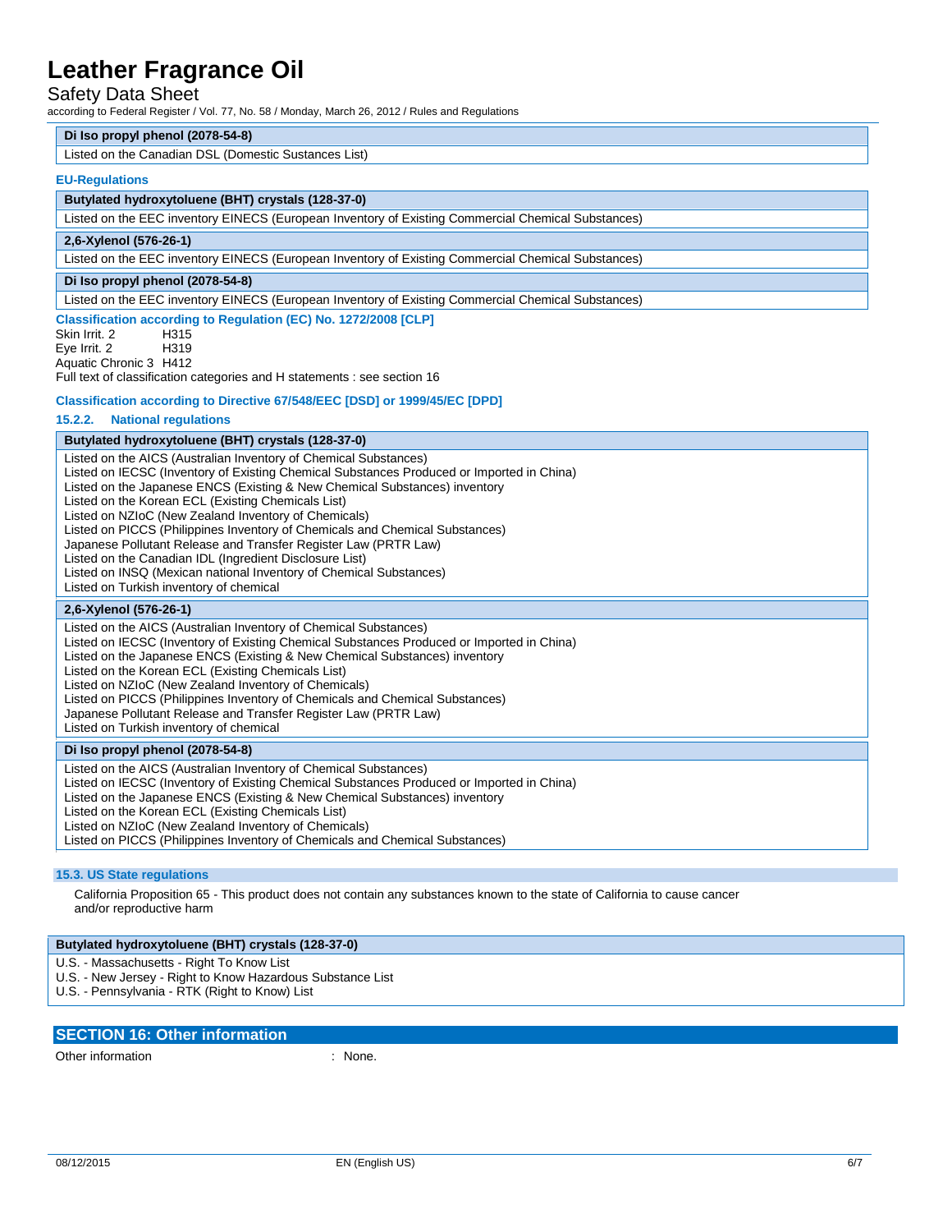| Di Iso propyl phenol (2078-54-8) |
|---|
| Listed on the Canadian DSL (Domestic Substances List) |

**EU-Regulations**

| Butylated hydroxytoluene (BHT) crystals (128-37-0) |
|---|
| Listed on the EEC inventory EINECS (European Inventory of Existing Commercial Chemical Substances) |

| 2,6-Xylenol (576-26-1) |
|---|
| Listed on the EEC inventory EINECS (European Inventory of Existing Commercial Chemical Substances) |

| Di Iso propyl phenol (2078-54-8) |
|---|
| Listed on the EEC inventory EINECS (European Inventory of Existing Commercial Chemical Substances) |

**Classification according to Regulation (EC) No. 1272/2008 [CLP]**

Skin Irrit. 2 H315
Eye Irrit. 2 H319
Aquatic Chronic 3 H412
Full text of classification categories and H statements : see section 16

**Classification according to Directive 67/548/EEC [DSD] or 1999/45/EC [DPD]**

#### 15.2.2. National regulations

| Butylated hydroxytoluene (BHT) crystals (128-37-0) |
|---|
| Listed on the AICS (Australian Inventory of Chemical Substances)<br>Listed on IECSC (Inventory of Existing Chemical Substances Produced or Imported in China)<br>Listed on the Japanese ENCS (Existing & New Chemical Substances) inventory<br>Listed on the Korean ECL (Existing Chemicals List)<br>Listed on NZIoC (New Zealand Inventory of Chemicals)<br>Listed on PICCS (Philippines Inventory of Chemicals and Chemical Substances)<br>Japanese Pollutant Release and Transfer Register Law (PRTR Law)<br>Listed on the Canadian IDL (Ingredient Disclosure List)<br>Listed on INSQ (Mexican national Inventory of Chemical Substances)<br>Listed on Turkish inventory of chemical |

| 2,6-Xylenol (576-26-1) |
|---|
| Listed on the AICS (Australian Inventory of Chemical Substances)<br>Listed on IECSC (Inventory of Existing Chemical Substances Produced or Imported in China)<br>Listed on the Japanese ENCS (Existing & New Chemical Substances) inventory<br>Listed on the Korean ECL (Existing Chemicals List)<br>Listed on NZIoC (New Zealand Inventory of Chemicals)<br>Listed on PICCS (Philippines Inventory of Chemicals and Chemical Substances)<br>Japanese Pollutant Release and Transfer Register Law (PRTR Law)<br>Listed on Turkish inventory of chemical |

| Di Iso propyl phenol (2078-54-8) |
|---|
| Listed on the AICS (Australian Inventory of Chemical Substances)<br>Listed on IECSC (Inventory of Existing Chemical Substances Produced or Imported in China)<br>Listed on the Japanese ENCS (Existing & New Chemical Substances) inventory<br>Listed on the Korean ECL (Existing Chemicals List)<br>Listed on NZIoC (New Zealand Inventory of Chemicals)<br>Listed on PICCS (Philippines Inventory of Chemicals and Chemical Substances) |

### 15.3. US State regulations

California Proposition 65 - This product does not contain any substances known to the state of California to cause cancer and/or reproductive harm

| Butylated hydroxytoluene (BHT) crystals (128-37-0) |
|---|
| U.S. - Massachusetts - Right To Know List<br>U.S. - New Jersey - Right to Know Hazardous Substance List<br>U.S. - Pennsylvania - RTK (Right to Know) List |

## SECTION 16: Other information

Other information : None.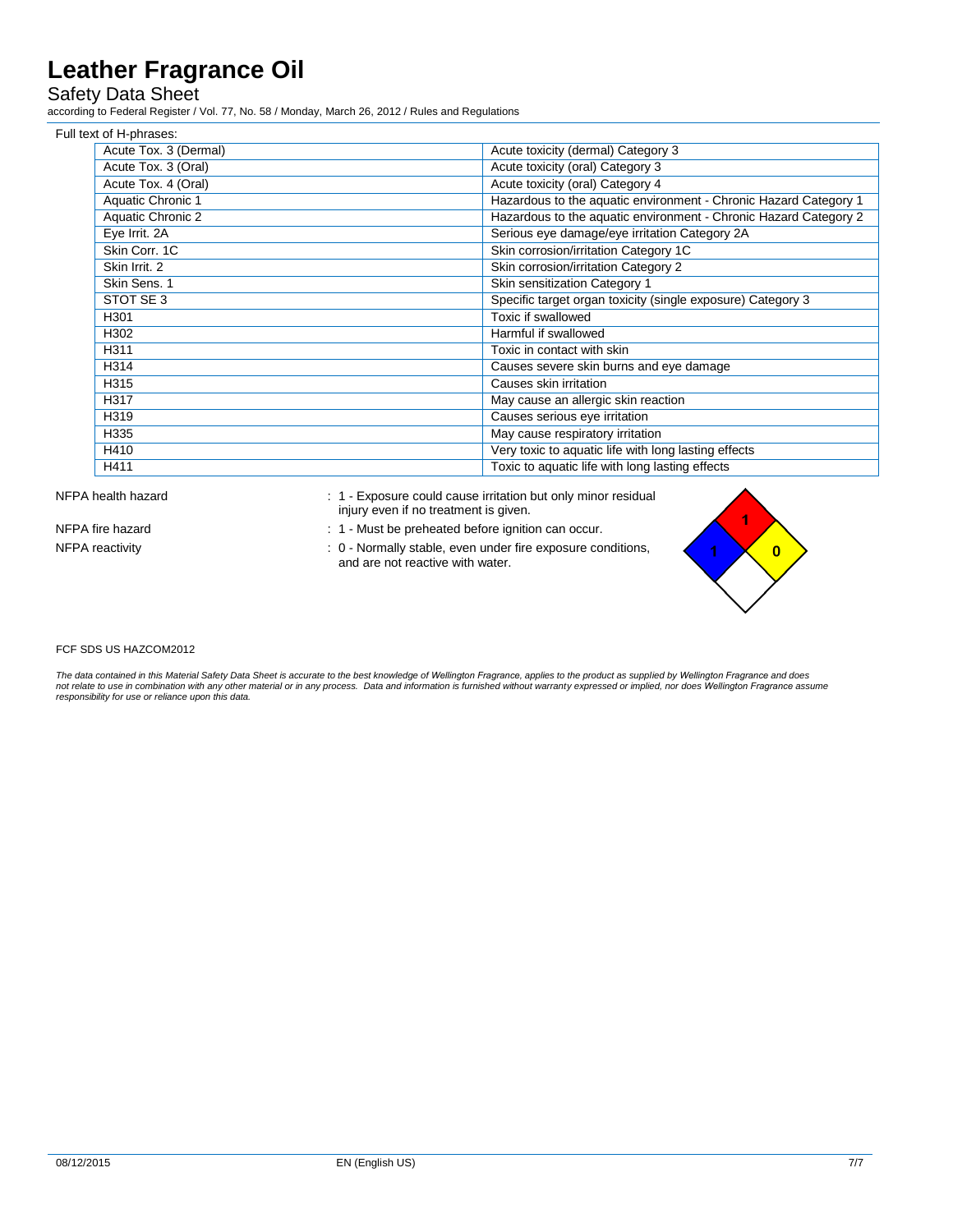Full text of H-phrases:

| | |
|---|---|
| Acute Tox. 3 (Dermal) | Acute toxicity (dermal) Category 3 |
| Acute Tox. 3 (Oral) | Acute toxicity (oral) Category 3 |
| Acute Tox. 4 (Oral) | Acute toxicity (oral) Category 4 |
| Aquatic Chronic 1 | Hazardous to the aquatic environment - Chronic Hazard Category 1 |
| Aquatic Chronic 2 | Hazardous to the aquatic environment - Chronic Hazard Category 2 |
| Eye Irrit. 2A | Serious eye damage/eye irritation Category 2A |
| Skin Corr. 1C | Skin corrosion/irritation Category 1C |
| Skin Irrit. 2 | Skin corrosion/irritation Category 2 |
| Skin Sens. 1 | Skin sensitization Category 1 |
| STOT SE 3 | Specific target organ toxicity (single exposure) Category 3 |
| H301 | Toxic if swallowed |
| H302 | Harmful if swallowed |
| H311 | Toxic in contact with skin |
| H314 | Causes severe skin burns and eye damage |
| H315 | Causes skin irritation |
| H317 | May cause an allergic skin reaction |
| H319 | Causes serious eye irritation |
| H335 | May cause respiratory irritation |
| H410 | Very toxic to aquatic life with long lasting effects |
| H411 | Toxic to aquatic life with long lasting effects |

NFPA health hazard : 1 - Exposure could cause irritation but only minor residual injury even if no treatment is given.

NFPA fire hazard : 1 - Must be preheated before ignition can occur.

NFPA reactivity : 0 - Normally stable, even under fire exposure conditions, and are not reactive with water.

1

1 0

FCF SDS US HAZCOM2012

*The data contained in this Material Safety Data Sheet is accurate to the best knowledge of Wellington Fragrance, applies to the product as supplied by Wellington Fragrance and does not relate to use in combination with any other material or in any process. Data and information is furnished without warranty expressed or implied, nor does Wellington Fragrance assume responsibility for use or reliance upon this data.*